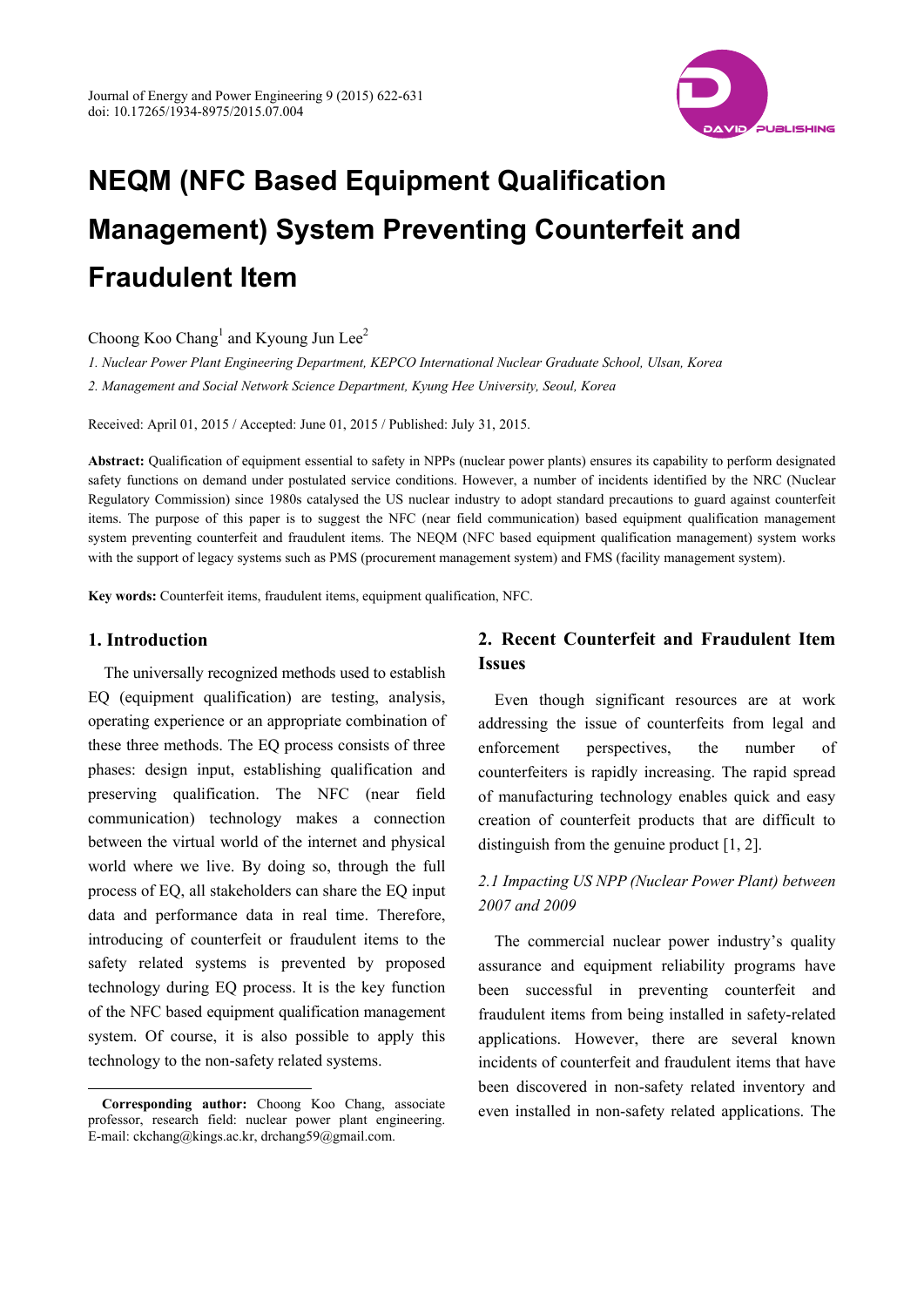# NEQM (NFC Based Equipment Qualification Management) System Preventing Counterfeit and Fraudulent Item

Choong Koo Chang[1] and Kyoung Jun Lee[2]

*1. Nuclear Power Plant Engineering Department, KEPCO International Nuclear Graduate School, Ulsan, Korea*

*2. Management and Social Network Science Department, Kyung Hee University, Seoul, Korea*

Received: April 01, 2015 / Accepted: June 01, 2015 / Published: July 31, 2015.

**Abstract:** Qualification of equipment essential to safety in NPPs (nuclear power plants) ensures its capability to perform designated safety functions on demand under postulated service conditions. However, a number of incidents identified by the NRC (Nuclear Regulatory Commission) since 1980s catalysed the US nuclear industry to adopt standard precautions to guard against counterfeit items. The purpose of this paper is to suggest the NFC (near field communication) based equipment qualification management system preventing counterfeit and fraudulent items. The NEQM (NFC based equipment qualification management) system works with the support of legacy systems such as PMS (procurement management system) and FMS (facility management system).

**Key words:** Counterfeit items, fraudulent items, equipment qualification, NFC.

## 1. Introduction

The universally recognized methods used to establish EQ (equipment qualification) are testing, analysis, operating experience or an appropriate combination of these three methods. The EQ process consists of three phases: design input, establishing qualification and preserving qualification. The NFC (near field communication) technology makes a connection between the virtual world of the internet and physical world where we live. By doing so, through the full process of EQ, all stakeholders can share the EQ input data and performance data in real time. Therefore, introducing of counterfeit or fraudulent items to the safety related systems is prevented by proposed technology during EQ process. It is the key function of the NFC based equipment qualification management system. Of course, it is also possible to apply this technology to the non-safety related systems.

**Corresponding author:** Choong Koo Chang, associate professor, research field: nuclear power plant engineering. E-mail: ckchang@kings.ac.kr, drchang59@gmail.com.

## 2. Recent Counterfeit and Fraudulent Item Issues

Even though significant resources are at work addressing the issue of counterfeits from legal and enforcement perspectives, the number of counterfeiters is rapidly increasing. The rapid spread of manufacturing technology enables quick and easy creation of counterfeit products that are difficult to distinguish from the genuine product [1, 2].

### *2.1 Impacting US NPP (Nuclear Power Plant) between 2007 and 2009*

The commercial nuclear power industry's quality assurance and equipment reliability programs have been successful in preventing counterfeit and fraudulent items from being installed in safety-related applications. However, there are several known incidents of counterfeit and fraudulent items that have been discovered in non-safety related inventory and even installed in non-safety related applications. The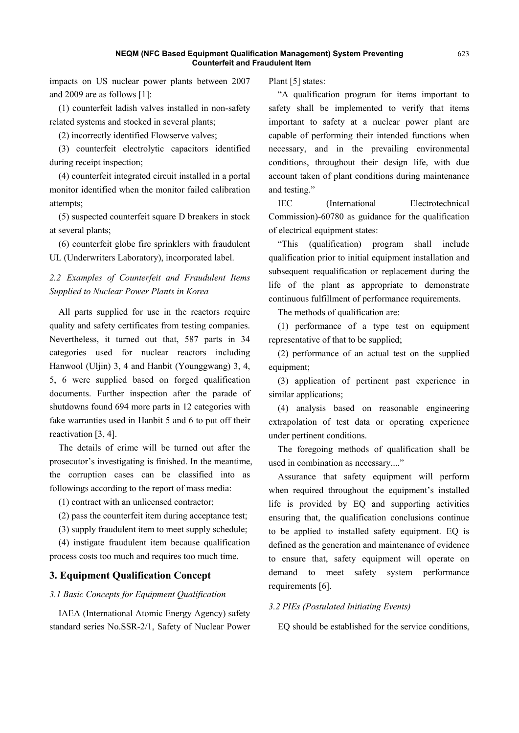impacts on US nuclear power plants between 2007 and 2009 are as follows [1]:

(1) counterfeit ladish valves installed in non-safety related systems and stocked in several plants;

(2) incorrectly identified Flowserve valves;

(3) counterfeit electrolytic capacitors identified during receipt inspection;

(4) counterfeit integrated circuit installed in a portal monitor identified when the monitor failed calibration attempts;

(5) suspected counterfeit square D breakers in stock at several plants;

(6) counterfeit globe fire sprinklers with fraudulent UL (Underwriters Laboratory), incorporated label.

### *2.2 Examples of Counterfeit and Fraudulent Items Supplied to Nuclear Power Plants in Korea*

All parts supplied for use in the reactors require quality and safety certificates from testing companies. Nevertheless, it turned out that, 587 parts in 34 categories used for nuclear reactors including Hanwool (Uljin) 3, 4 and Hanbit (Younggwang) 3, 4, 5, 6 were supplied based on forged qualification documents. Further inspection after the parade of shutdowns found 694 more parts in 12 categories with fake warranties used in Hanbit 5 and 6 to put off their reactivation [3, 4].

The details of crime will be turned out after the prosecutor's investigating is finished. In the meantime, the corruption cases can be classified into as followings according to the report of mass media:

(1) contract with an unlicensed contractor;

(2) pass the counterfeit item during acceptance test;

(3) supply fraudulent item to meet supply schedule;

(4) instigate fraudulent item because qualification process costs too much and requires too much time.

## 3. Equipment Qualification Concept

### *3.1 Basic Concepts for Equipment Qualification*

IAEA (International Atomic Energy Agency) safety standard series No.SSR-2/1, Safety of Nuclear Power Plant [5] states:

"A qualification program for items important to safety shall be implemented to verify that items important to safety at a nuclear power plant are capable of performing their intended functions when necessary, and in the prevailing environmental conditions, throughout their design life, with due account taken of plant conditions during maintenance and testing."

IEC (International Electrotechnical Commission)-60780 as guidance for the qualification of electrical equipment states:

"This (qualification) program shall include qualification prior to initial equipment installation and subsequent requalification or replacement during the life of the plant as appropriate to demonstrate continuous fulfillment of performance requirements.

The methods of qualification are:

(1) performance of a type test on equipment representative of that to be supplied;

(2) performance of an actual test on the supplied equipment;

(3) application of pertinent past experience in similar applications;

(4) analysis based on reasonable engineering extrapolation of test data or operating experience under pertinent conditions.

The foregoing methods of qualification shall be used in combination as necessary...."

Assurance that safety equipment will perform when required throughout the equipment's installed life is provided by EQ and supporting activities ensuring that, the qualification conclusions continue to be applied to installed safety equipment. EQ is defined as the generation and maintenance of evidence to ensure that, safety equipment will operate on demand to meet safety system performance requirements [6].

### *3.2 PIEs (Postulated Initiating Events)*

EQ should be established for the service conditions,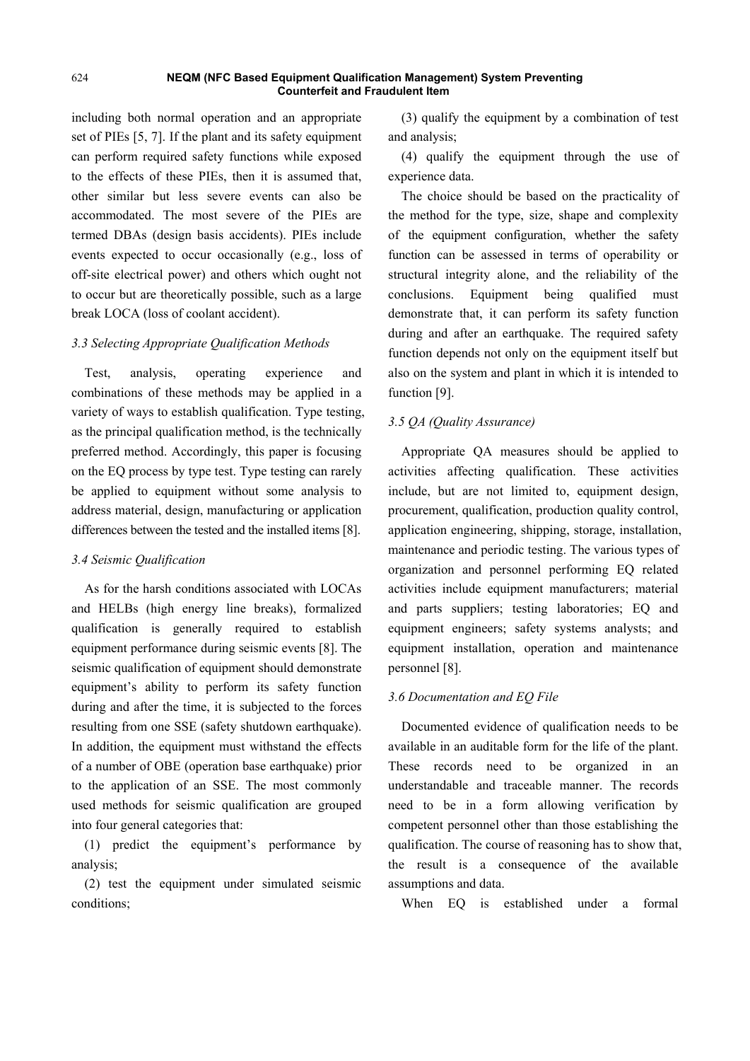including both normal operation and an appropriate set of PIEs [5, 7]. If the plant and its safety equipment can perform required safety functions while exposed to the effects of these PIEs, then it is assumed that, other similar but less severe events can also be accommodated. The most severe of the PIEs are termed DBAs (design basis accidents). PIEs include events expected to occur occasionally (e.g., loss of off-site electrical power) and others which ought not to occur but are theoretically possible, such as a large break LOCA (loss of coolant accident).

### *3.3 Selecting Appropriate Qualification Methods*

Test, analysis, operating experience and combinations of these methods may be applied in a variety of ways to establish qualification. Type testing, as the principal qualification method, is the technically preferred method. Accordingly, this paper is focusing on the EQ process by type test. Type testing can rarely be applied to equipment without some analysis to address material, design, manufacturing or application differences between the tested and the installed items [8].

### *3.4 Seismic Qualification*

As for the harsh conditions associated with LOCAs and HELBs (high energy line breaks), formalized qualification is generally required to establish equipment performance during seismic events [8]. The seismic qualification of equipment should demonstrate equipment's ability to perform its safety function during and after the time, it is subjected to the forces resulting from one SSE (safety shutdown earthquake). In addition, the equipment must withstand the effects of a number of OBE (operation base earthquake) prior to the application of an SSE. The most commonly used methods for seismic qualification are grouped into four general categories that:

(1) predict the equipment's performance by analysis;

(2) test the equipment under simulated seismic conditions;

(3) qualify the equipment by a combination of test and analysis;

(4) qualify the equipment through the use of experience data.

The choice should be based on the practicality of the method for the type, size, shape and complexity of the equipment configuration, whether the safety function can be assessed in terms of operability or structural integrity alone, and the reliability of the conclusions. Equipment being qualified must demonstrate that, it can perform its safety function during and after an earthquake. The required safety function depends not only on the equipment itself but also on the system and plant in which it is intended to function [9].

### *3.5 QA (Quality Assurance)*

Appropriate QA measures should be applied to activities affecting qualification. These activities include, but are not limited to, equipment design, procurement, qualification, production quality control, application engineering, shipping, storage, installation, maintenance and periodic testing. The various types of organization and personnel performing EQ related activities include equipment manufacturers; material and parts suppliers; testing laboratories; EQ and equipment engineers; safety systems analysts; and equipment installation, operation and maintenance personnel [8].

### *3.6 Documentation and EQ File*

Documented evidence of qualification needs to be available in an auditable form for the life of the plant. These records need to be organized in an understandable and traceable manner. The records need to be in a form allowing verification by competent personnel other than those establishing the qualification. The course of reasoning has to show that, the result is a consequence of the available assumptions and data.

When EQ is established under a formal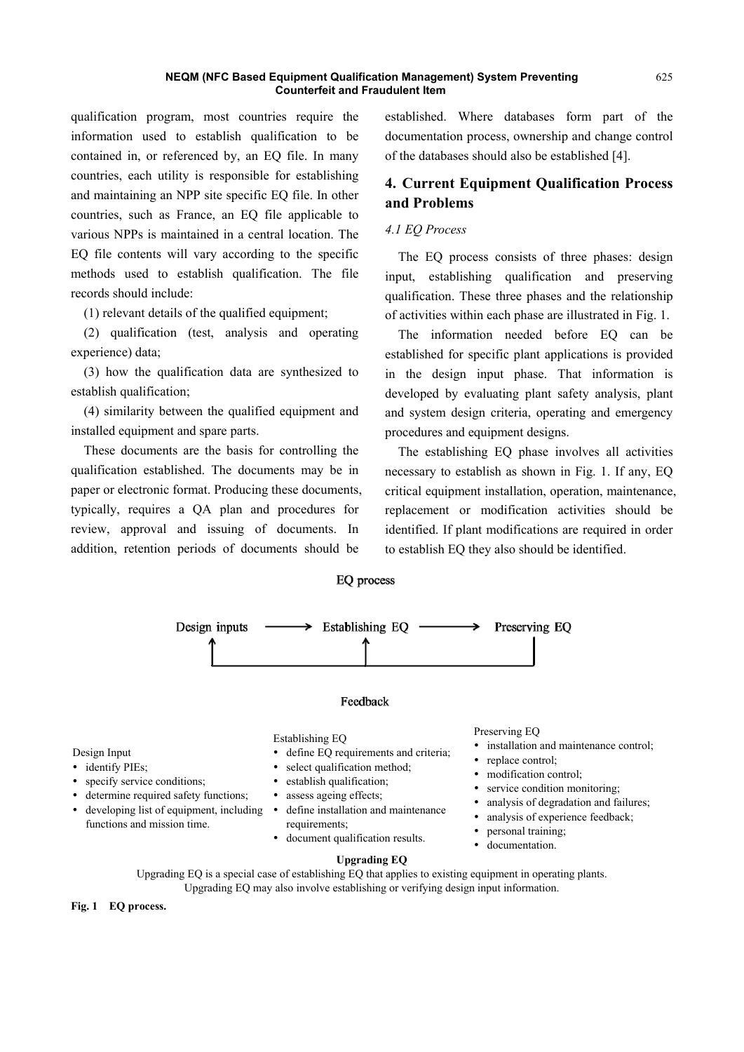qualification program, most countries require the information used to establish qualification to be contained in, or referenced by, an EQ file. In many countries, each utility is responsible for establishing and maintaining an NPP site specific EQ file. In other countries, such as France, an EQ file applicable to various NPPs is maintained in a central location. The EQ file contents will vary according to the specific methods used to establish qualification. The file records should include:

(1) relevant details of the qualified equipment;

(2) qualification (test, analysis and operating experience) data;

(3) how the qualification data are synthesized to establish qualification;

(4) similarity between the qualified equipment and installed equipment and spare parts.

These documents are the basis for controlling the qualification established. The documents may be in paper or electronic format. Producing these documents, typically, requires a QA plan and procedures for review, approval and issuing of documents. In addition, retention periods of documents should be established. Where databases form part of the documentation process, ownership and change control of the databases should also be established [4].

## 4. Current Equipment Qualification Process and Problems

### *4.1 EQ Process*

The EQ process consists of three phases: design input, establishing qualification and preserving qualification. These three phases and the relationship of activities within each phase are illustrated in Fig. 1.

The information needed before EQ can be established for specific plant applications is provided in the design input phase. That information is developed by evaluating plant safety analysis, plant and system design criteria, operating and emergency procedures and equipment designs.

The establishing EQ phase involves all activities necessary to establish as shown in Fig. 1. If any, EQ critical equipment installation, operation, maintenance, replacement or modification activities should be identified. If plant modifications are required in order to establish EQ they also should be identified.

EQ process

Design inputs → Establishing EQ → Preserving EQ

Feedback

Design Input
- identify PIEs;
- specify service conditions;
- determine required safety functions;
- developing list of equipment, including functions and mission time.

Establishing EQ
- define EQ requirements and criteria;
- select qualification method;
- establish qualification;
- assess ageing effects;
- define installation and maintenance requirements;
- document qualification results.

Preserving EQ
- installation and maintenance control;
- replace control;
- modification control;
- service condition monitoring;
- analysis of degradation and failures;
- analysis of experience feedback;
- personal training;
- documentation.

**Upgrading EQ**

Upgrading EQ is a special case of establishing EQ that applies to existing equipment in operating plants.
Upgrading EQ may also involve establishing or verifying design input information.

**Fig. 1 EQ process.**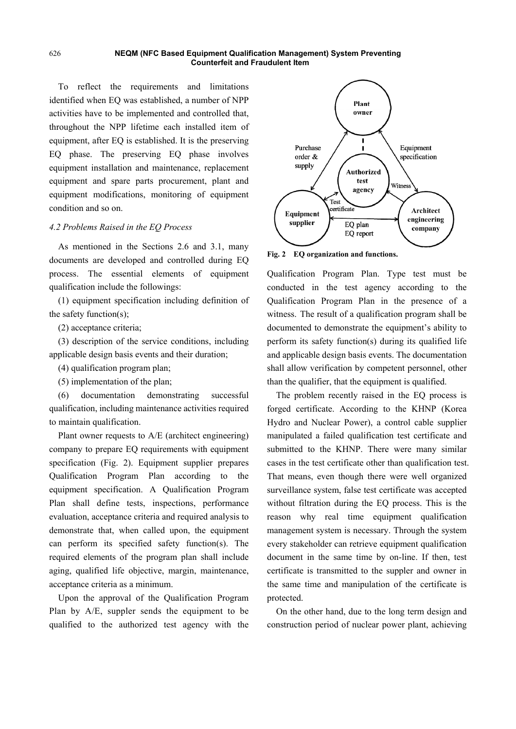To reflect the requirements and limitations identified when EQ was established, a number of NPP activities have to be implemented and controlled that, throughout the NPP lifetime each installed item of equipment, after EQ is established. It is the preserving EQ phase. The preserving EQ phase involves equipment installation and maintenance, replacement equipment and spare parts procurement, plant and equipment modifications, monitoring of equipment condition and so on.

### *4.2 Problems Raised in the EQ Process*

As mentioned in the Sections 2.6 and 3.1, many documents are developed and controlled during EQ process. The essential elements of equipment qualification include the followings:

(1) equipment specification including definition of the safety function(s);

(2) acceptance criteria;

(3) description of the service conditions, including applicable design basis events and their duration;

(4) qualification program plan;

(5) implementation of the plan;

(6) documentation demonstrating successful qualification, including maintenance activities required to maintain qualification.

Plant owner requests to A/E (architect engineering) company to prepare EQ requirements with equipment specification (Fig. 2). Equipment supplier prepares Qualification Program Plan according to the equipment specification. A Qualification Program Plan shall define tests, inspections, performance evaluation, acceptance criteria and required analysis to demonstrate that, when called upon, the equipment can perform its specified safety function(s). The required elements of the program plan shall include aging, qualified life objective, margin, maintenance, acceptance criteria as a minimum.

Upon the approval of the Qualification Program Plan by A/E, suppler sends the equipment to be qualified to the authorized test agency with the Qualification Program Plan. Type test must be conducted in the test agency according to the Qualification Program Plan in the presence of a witness. The result of a qualification program shall be documented to demonstrate the equipment's ability to perform its safety function(s) during its qualified life and applicable design basis events. The documentation shall allow verification by competent personnel, other than the qualifier, that the equipment is qualified.

Plant owner

Purchase order & supply

Equipment specification

Authorized test agency

Witness

Test certificate

Equipment supplier

EQ plan

EQ report

Architect engineering company

**Fig. 2 EQ organization and functions.**

The problem recently raised in the EQ process is forged certificate. According to the KHNP (Korea Hydro and Nuclear Power), a control cable supplier manipulated a failed qualification test certificate and submitted to the KHNP. There were many similar cases in the test certificate other than qualification test. That means, even though there were well organized surveillance system, false test certificate was accepted without filtration during the EQ process. This is the reason why real time equipment qualification management system is necessary. Through the system every stakeholder can retrieve equipment qualification document in the same time by on-line. If then, test certificate is transmitted to the suppler and owner in the same time and manipulation of the certificate is protected.

On the other hand, due to the long term design and construction period of nuclear power plant, achieving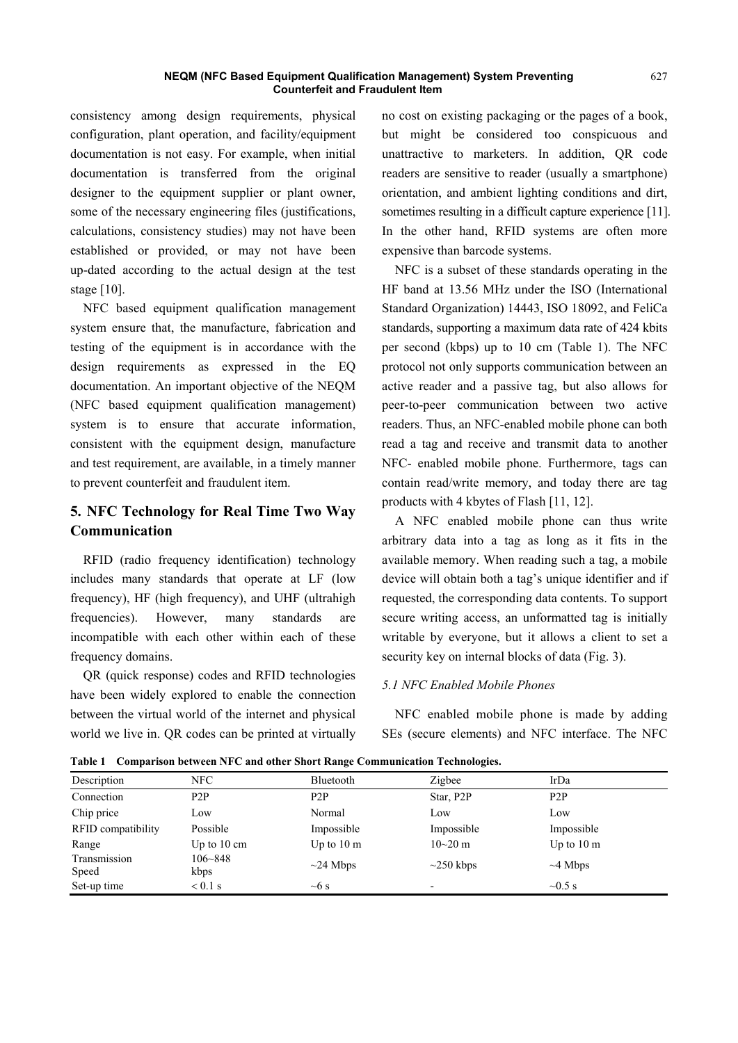consistency among design requirements, physical configuration, plant operation, and facility/equipment documentation is not easy. For example, when initial documentation is transferred from the original designer to the equipment supplier or plant owner, some of the necessary engineering files (justifications, calculations, consistency studies) may not have been established or provided, or may not have been up-dated according to the actual design at the test stage [10].

NFC based equipment qualification management system ensure that, the manufacture, fabrication and testing of the equipment is in accordance with the design requirements as expressed in the EQ documentation. An important objective of the NEQM (NFC based equipment qualification management) system is to ensure that accurate information, consistent with the equipment design, manufacture and test requirement, are available, in a timely manner to prevent counterfeit and fraudulent item.

## 5. NFC Technology for Real Time Two Way Communication

RFID (radio frequency identification) technology includes many standards that operate at LF (low frequency), HF (high frequency), and UHF (ultrahigh frequencies). However, many standards are incompatible with each other within each of these frequency domains.

QR (quick response) codes and RFID technologies have been widely explored to enable the connection between the virtual world of the internet and physical world we live in. QR codes can be printed at virtually no cost on existing packaging or the pages of a book, but might be considered too conspicuous and unattractive to marketers. In addition, QR code readers are sensitive to reader (usually a smartphone) orientation, and ambient lighting conditions and dirt, sometimes resulting in a difficult capture experience [11]. In the other hand, RFID systems are often more expensive than barcode systems.

NFC is a subset of these standards operating in the HF band at 13.56 MHz under the ISO (International Standard Organization) 14443, ISO 18092, and FeliCa standards, supporting a maximum data rate of 424 kbits per second (kbps) up to 10 cm (Table 1). The NFC protocol not only supports communication between an active reader and a passive tag, but also allows for peer-to-peer communication between two active readers. Thus, an NFC-enabled mobile phone can both read a tag and receive and transmit data to another NFC- enabled mobile phone. Furthermore, tags can contain read/write memory, and today there are tag products with 4 kbytes of Flash [11, 12].

A NFC enabled mobile phone can thus write arbitrary data into a tag as long as it fits in the available memory. When reading such a tag, a mobile device will obtain both a tag's unique identifier and if requested, the corresponding data contents. To support secure writing access, an unformatted tag is initially writable by everyone, but it allows a client to set a security key on internal blocks of data (Fig. 3).

### *5.1 NFC Enabled Mobile Phones*

NFC enabled mobile phone is made by adding SEs (secure elements) and NFC interface. The NFC

**Table 1 Comparison between NFC and other Short Range Communication Technologies.**

| Description | NFC | Bluetooth | Zigbee | IrDa |
|---|---|---|---|---|
| Connection | P2P | P2P | Star, P2P | P2P |
| Chip price | Low | Normal | Low | Low |
| RFID compatibility | Possible | Impossible | Impossible | Impossible |
| Range | Up to 10 cm | Up to 10 m | 10~20 m | Up to 10 m |
| Transmission Speed | 106~848 kbps | ~24 Mbps | ~250 kbps | ~4 Mbps |
| Set-up time | < 0.1 s | ~6 s | - | ~0.5 s |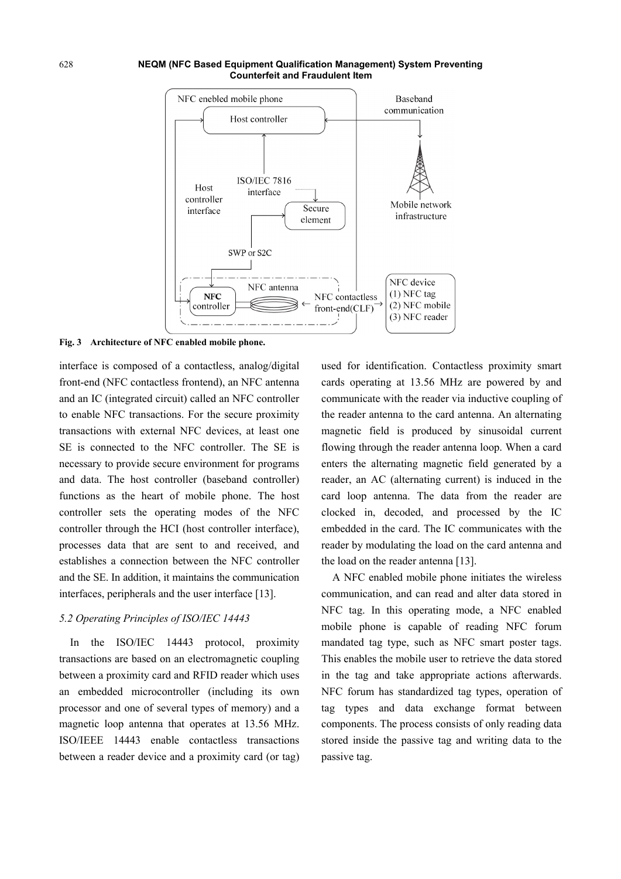NFC enebled mobile phone

Host controller

Baseband communication

Host controller interface

ISO/IEC 7816 interface

Secure element

Mobile network infrastructure

SWP or S2C

NFC antenna

NFC controller

NFC contactless front-end(CLF)

NFC device
(1) NFC tag
(2) NFC mobile
(3) NFC reader

**Fig. 3 Architecture of NFC enabled mobile phone.**

interface is composed of a contactless, analog/digital front-end (NFC contactless frontend), an NFC antenna and an IC (integrated circuit) called an NFC controller to enable NFC transactions. For the secure proximity transactions with external NFC devices, at least one SE is connected to the NFC controller. The SE is necessary to provide secure environment for programs and data. The host controller (baseband controller) functions as the heart of mobile phone. The host controller sets the operating modes of the NFC controller through the HCI (host controller interface), processes data that are sent to and received, and establishes a connection between the NFC controller and the SE. In addition, it maintains the communication interfaces, peripherals and the user interface [13].

### *5.2 Operating Principles of ISO/IEC 14443*

In the ISO/IEC 14443 protocol, proximity transactions are based on an electromagnetic coupling between a proximity card and RFID reader which uses an embedded microcontroller (including its own processor and one of several types of memory) and a magnetic loop antenna that operates at 13.56 MHz. ISO/IEEE 14443 enable contactless transactions between a reader device and a proximity card (or tag) used for identification. Contactless proximity smart cards operating at 13.56 MHz are powered by and communicate with the reader via inductive coupling of the reader antenna to the card antenna. An alternating magnetic field is produced by sinusoidal current flowing through the reader antenna loop. When a card enters the alternating magnetic field generated by a reader, an AC (alternating current) is induced in the card loop antenna. The data from the reader are clocked in, decoded, and processed by the IC embedded in the card. The IC communicates with the reader by modulating the load on the card antenna and the load on the reader antenna [13].

A NFC enabled mobile phone initiates the wireless communication, and can read and alter data stored in NFC tag. In this operating mode, a NFC enabled mobile phone is capable of reading NFC forum mandated tag type, such as NFC smart poster tags. This enables the mobile user to retrieve the data stored in the tag and take appropriate actions afterwards. NFC forum has standardized tag types, operation of tag types and data exchange format between components. The process consists of only reading data stored inside the passive tag and writing data to the passive tag.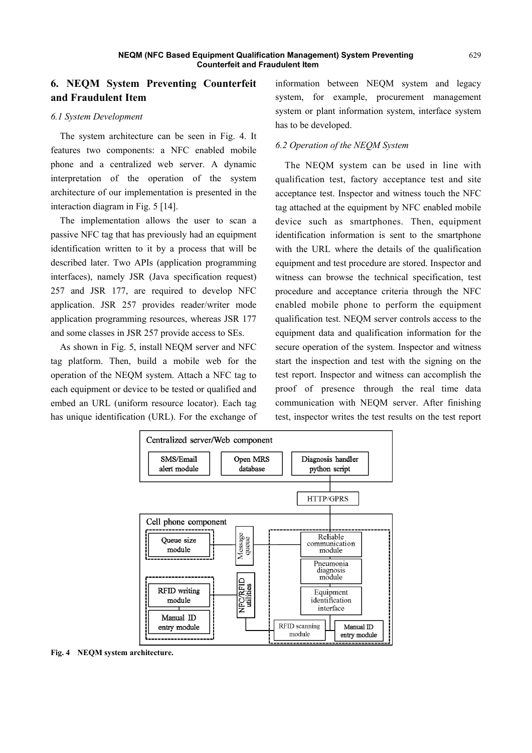## 6. NEQM System Preventing Counterfeit and Fraudulent Item

### *6.1 System Development*

The system architecture can be seen in Fig. 4. It features two components: a NFC enabled mobile phone and a centralized web server. A dynamic interpretation of the operation of the system architecture of our implementation is presented in the interaction diagram in Fig. 5 [14].

The implementation allows the user to scan a passive NFC tag that has previously had an equipment identification written to it by a process that will be described later. Two APIs (application programming interfaces), namely JSR (Java specification request) 257 and JSR 177, are required to develop NFC application. JSR 257 provides reader/writer mode application programming resources, whereas JSR 177 and some classes in JSR 257 provide access to SEs.

As shown in Fig. 5, install NEQM server and NFC tag platform. Then, build a mobile web for the operation of the NEQM system. Attach a NFC tag to each equipment or device to be tested or qualified and embed an URL (uniform resource locator). Each tag has unique identification (URL). For the exchange of information between NEQM system and legacy system, for example, procurement management system or plant information system, interface system has to be developed.

### *6.2 Operation of the NEQM System*

The NEQM system can be used in line with qualification test, factory acceptance test and site acceptance test. Inspector and witness touch the NFC tag attached at the equipment by NFC enabled mobile device such as smartphones. Then, equipment identification information is sent to the smartphone with the URL where the details of the qualification equipment and test procedure are stored. Inspector and witness can browse the technical specification, test procedure and acceptance criteria through the NFC enabled mobile phone to perform the equipment qualification test. NEQM server controls access to the equipment data and qualification information for the secure operation of the system. Inspector and witness start the inspection and test with the signing on the test report. Inspector and witness can accomplish the proof of presence through the real time data communication with NEQM server. After finishing test, inspector writes the test results on the test report

Centralized server/Web component
SMS/Email alert module
Open MRS database
Diagnosis handler python script
HTTP/GPRS
Cell phone component
Queue size module
Message queue
Reliable communication module
Pneumonia diagnosis module
RFID writing module
NFC/RFID utilities
Equipment identification interface
Manual ID entry module
RFID scanning module
Manual ID entry module

**Fig. 4 NEQM system architecture.**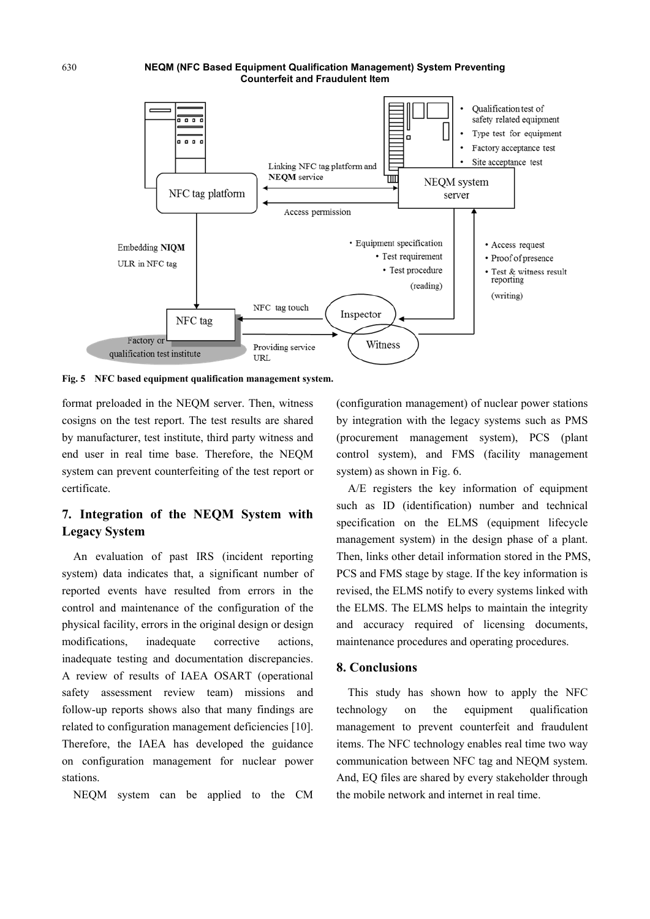NFC tag platform

NEQM system server

- Qualification test of safety related equipment
- Type test for equipment
- Factory acceptance test
- Site acceptance test

Linking NFC tag platform and **NEQM** service

Access permission

Embedding **NIQM** ULR in NFC tag

- Equipment specification
- Test requirement
- Test procedure

(reading)

- Access request
- Proof of presence
- Test & witness result reporting

(writing)

NFC tag

NFC tag touch

Inspector

Witness

Factory or qualification test institute

Providing service URL

**Fig. 5 NFC based equipment qualification management system.**

format preloaded in the NEQM server. Then, witness cosigns on the test report. The test results are shared by manufacturer, test institute, third party witness and end user in real time base. Therefore, the NEQM system can prevent counterfeiting of the test report or certificate.

## 7. Integration of the NEQM System with Legacy System

An evaluation of past IRS (incident reporting system) data indicates that, a significant number of reported events have resulted from errors in the control and maintenance of the configuration of the physical facility, errors in the original design or design modifications, inadequate corrective actions, inadequate testing and documentation discrepancies. A review of results of IAEA OSART (operational safety assessment review team) missions and follow-up reports shows also that many findings are related to configuration management deficiencies [10]. Therefore, the IAEA has developed the guidance on configuration management for nuclear power stations.

NEQM system can be applied to the CM (configuration management) of nuclear power stations by integration with the legacy systems such as PMS (procurement management system), PCS (plant control system), and FMS (facility management system) as shown in Fig. 6.

A/E registers the key information of equipment such as ID (identification) number and technical specification on the ELMS (equipment lifecycle management system) in the design phase of a plant. Then, links other detail information stored in the PMS, PCS and FMS stage by stage. If the key information is revised, the ELMS notify to every systems linked with the ELMS. The ELMS helps to maintain the integrity and accuracy required of licensing documents, maintenance procedures and operating procedures.

## 8. Conclusions

This study has shown how to apply the NFC technology on the equipment qualification management to prevent counterfeit and fraudulent items. The NFC technology enables real time two way communication between NFC tag and NEQM system. And, EQ files are shared by every stakeholder through the mobile network and internet in real time.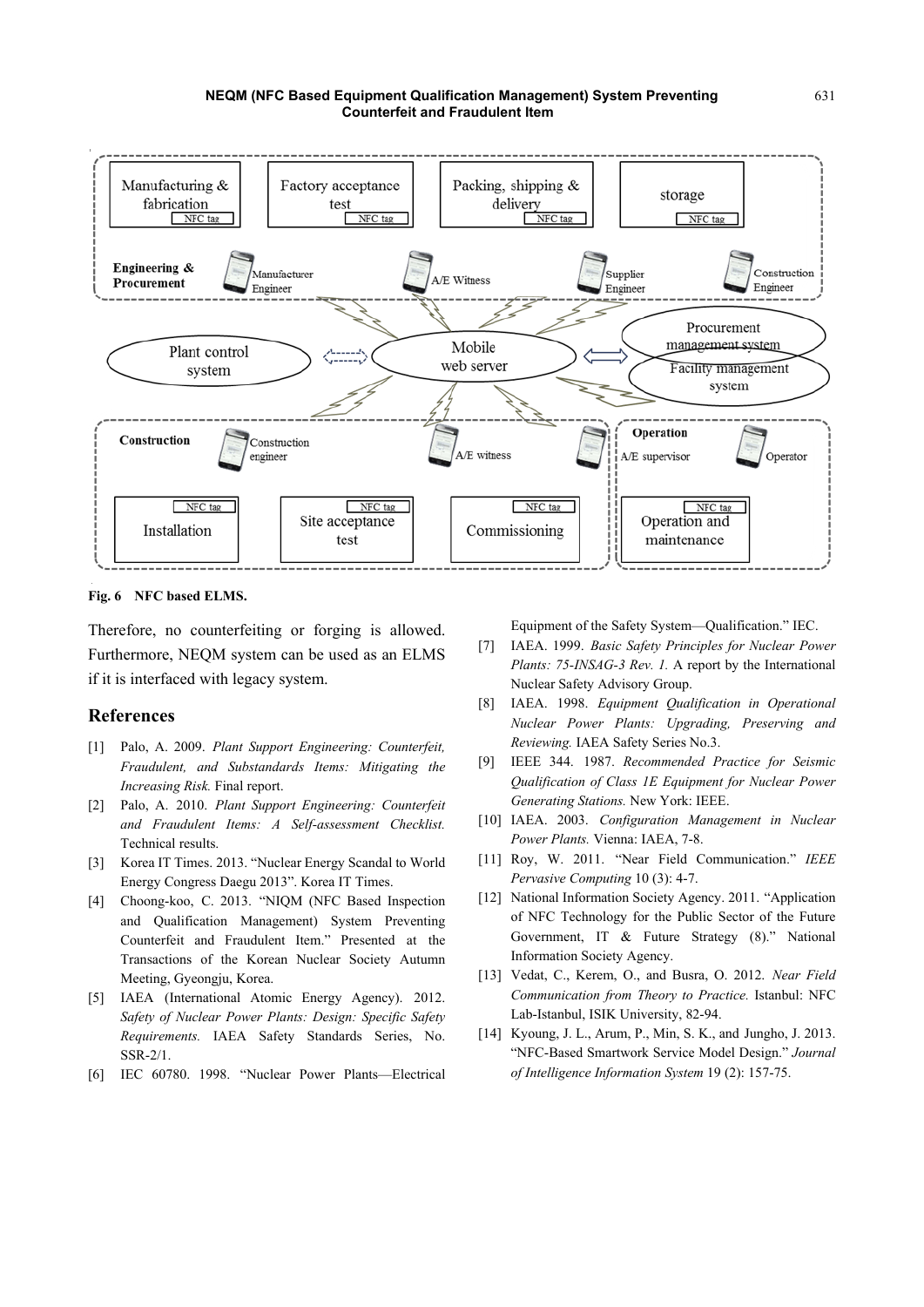Manufacturing & fabrication

NFC tag

Factory acceptance test

NFC tag

Packing, shipping & delivery

NFC tag

storage

NFC tag

Engineering & Procurement

Manufacturer Engineer

A/E Witness

Supplier Engineer

Construction Engineer

Plant control system

Mobile web server

Procurement management system

Facility management system

Construction

Construction engineer

A/E witness

Operation

A/E supervisor

Operator

NFC tag

Installation

NFC tag

Site acceptance test

NFC tag

Commissioning

NFC tag

Operation and maintenance

**Fig. 6 NFC based ELMS.**

Therefore, no counterfeiting or forging is allowed. Furthermore, NEQM system can be used as an ELMS if it is interfaced with legacy system.

## References

[1] Palo, A. 2009. *Plant Support Engineering: Counterfeit, Fraudulent, and Substandards Items: Mitigating the Increasing Risk.* Final report.

[2] Palo, A. 2010. *Plant Support Engineering: Counterfeit and Fraudulent Items: A Self-assessment Checklist.* Technical results.

[3] Korea IT Times. 2013. "Nuclear Energy Scandal to World Energy Congress Daegu 2013". Korea IT Times.

[4] Choong-koo, C. 2013. "NIQM (NFC Based Inspection and Qualification Management) System Preventing Counterfeit and Fraudulent Item." Presented at the Transactions of the Korean Nuclear Society Autumn Meeting, Gyeongju, Korea.

[5] IAEA (International Atomic Energy Agency). 2012. *Safety of Nuclear Power Plants: Design: Specific Safety Requirements.* IAEA Safety Standards Series, No. SSR-2/1.

[6] IEC 60780. 1998. "Nuclear Power Plants—Electrical Equipment of the Safety System—Qualification." IEC.

[7] IAEA. 1999. *Basic Safety Principles for Nuclear Power Plants: 75-INSAG-3 Rev. 1.* A report by the International Nuclear Safety Advisory Group.

[8] IAEA. 1998. *Equipment Qualification in Operational Nuclear Power Plants: Upgrading, Preserving and Reviewing.* IAEA Safety Series No.3.

[9] IEEE 344. 1987. *Recommended Practice for Seismic Qualification of Class 1E Equipment for Nuclear Power Generating Stations.* New York: IEEE.

[10] IAEA. 2003. *Configuration Management in Nuclear Power Plants.* Vienna: IAEA, 7-8.

[11] Roy, W. 2011. "Near Field Communication." *IEEE Pervasive Computing* 10 (3): 4-7.

[12] National Information Society Agency. 2011. "Application of NFC Technology for the Public Sector of the Future Government, IT & Future Strategy (8)." National Information Society Agency.

[13] Vedat, C., Kerem, O., and Busra, O. 2012. *Near Field Communication from Theory to Practice.* Istanbul: NFC Lab-Istanbul, ISIK University, 82-94.

[14] Kyoung, J. L., Arum, P., Min, S. K., and Jungho, J. 2013. "NFC-Based Smartwork Service Model Design." *Journal of Intelligence Information System* 19 (2): 157-75.